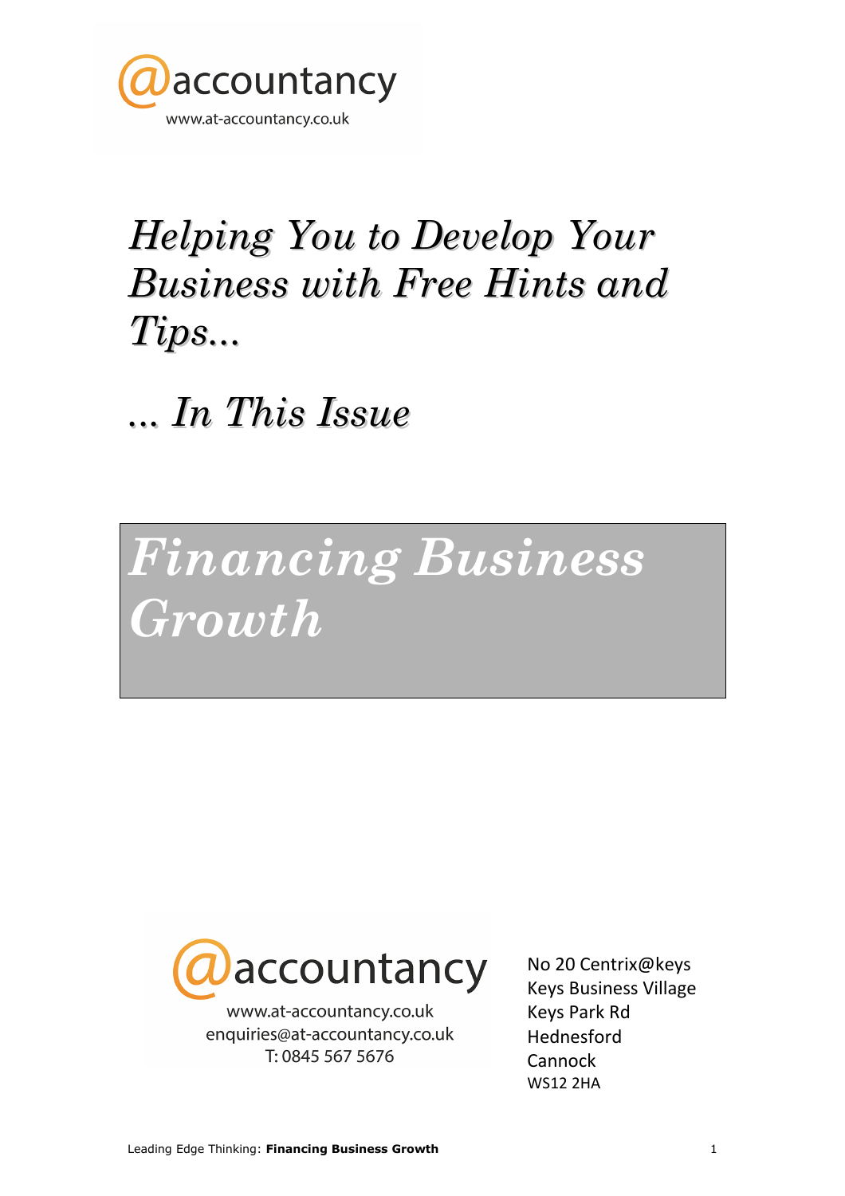@accountancy

www.at-accountancy.co.uk

# *Helping You to Develop Your Business with Free Hints and Tips...*

## *... In This Issue*

# *Financing Business Growth*

@accountancy

www.at-accountancy.co.uk
enquiries@at-accountancy.co.uk
T: 0845 567 5676

No 20 Centrix@keys
Keys Business Village
Keys Park Rd
Hednesford
Cannock
WS12 2HA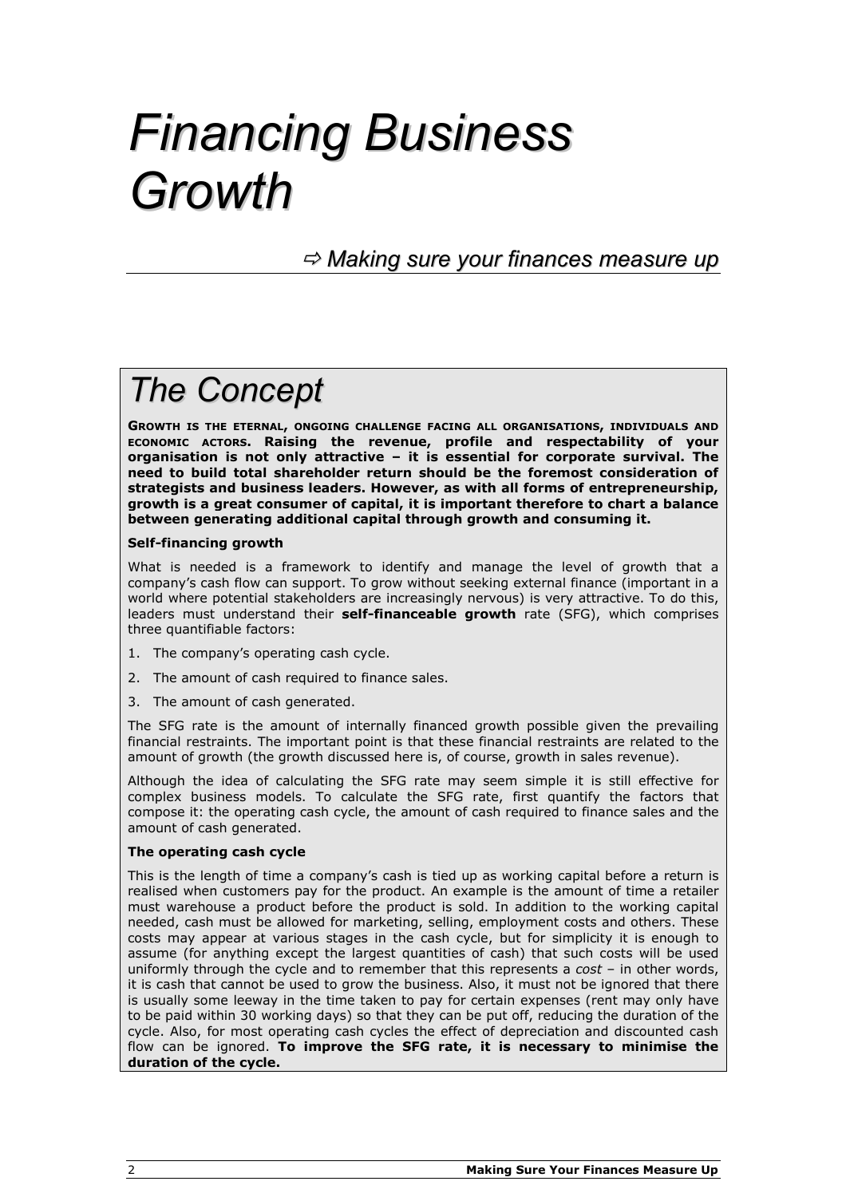# *Financing Business Growth*

*⇨ Making sure your finances measure up*

## *The Concept*

**GROWTH IS THE ETERNAL, ONGOING CHALLENGE FACING ALL ORGANISATIONS, INDIVIDUALS AND ECONOMIC ACTORS. Raising the revenue, profile and respectability of your organisation is not only attractive – it is essential for corporate survival. The need to build total shareholder return should be the foremost consideration of strategists and business leaders. However, as with all forms of entrepreneurship, growth is a great consumer of capital, it is important therefore to chart a balance between generating additional capital through growth and consuming it.**

**Self-financing growth**

What is needed is a framework to identify and manage the level of growth that a company's cash flow can support. To grow without seeking external finance (important in a world where potential stakeholders are increasingly nervous) is very attractive. To do this, leaders must understand their **self-financeable growth** rate (SFG), which comprises three quantifiable factors:

1. The company's operating cash cycle.
2. The amount of cash required to finance sales.
3. The amount of cash generated.

The SFG rate is the amount of internally financed growth possible given the prevailing financial restraints. The important point is that these financial restraints are related to the amount of growth (the growth discussed here is, of course, growth in sales revenue).

Although the idea of calculating the SFG rate may seem simple it is still effective for complex business models. To calculate the SFG rate, first quantify the factors that compose it: the operating cash cycle, the amount of cash required to finance sales and the amount of cash generated.

**The operating cash cycle**

This is the length of time a company's cash is tied up as working capital before a return is realised when customers pay for the product. An example is the amount of time a retailer must warehouse a product before the product is sold. In addition to the working capital needed, cash must be allowed for marketing, selling, employment costs and others. These costs may appear at various stages in the cash cycle, but for simplicity it is enough to assume (for anything except the largest quantities of cash) that such costs will be used uniformly through the cycle and to remember that this represents a *cost* – in other words, it is cash that cannot be used to grow the business. Also, it must not be ignored that there is usually some leeway in the time taken to pay for certain expenses (rent may only have to be paid within 30 working days) so that they can be put off, reducing the duration of the cycle. Also, for most operating cash cycles the effect of depreciation and discounted cash flow can be ignored. **To improve the SFG rate, it is necessary to minimise the duration of the cycle.**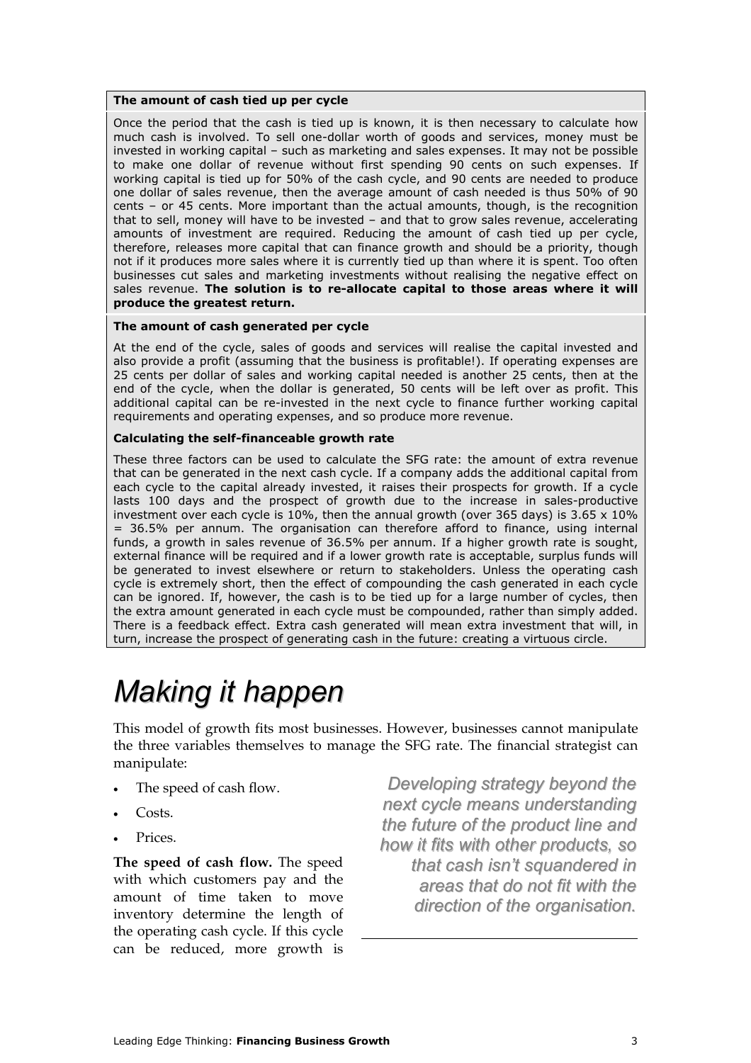#### The amount of cash tied up per cycle

Once the period that the cash is tied up is known, it is then necessary to calculate how much cash is involved. To sell one-dollar worth of goods and services, money must be invested in working capital – such as marketing and sales expenses. It may not be possible to make one dollar of revenue without first spending 90 cents on such expenses. If working capital is tied up for 50% of the cash cycle, and 90 cents are needed to produce one dollar of sales revenue, then the average amount of cash needed is thus 50% of 90 cents – or 45 cents. More important than the actual amounts, though, is the recognition that to sell, money will have to be invested – and that to grow sales revenue, accelerating amounts of investment are required. Reducing the amount of cash tied up per cycle, therefore, releases more capital that can finance growth and should be a priority, though not if it produces more sales where it is currently tied up than where it is spent. Too often businesses cut sales and marketing investments without realising the negative effect on sales revenue. **The solution is to re-allocate capital to those areas where it will produce the greatest return.**

#### The amount of cash generated per cycle

At the end of the cycle, sales of goods and services will realise the capital invested and also provide a profit (assuming that the business is profitable!). If operating expenses are 25 cents per dollar of sales and working capital needed is another 25 cents, then at the end of the cycle, when the dollar is generated, 50 cents will be left over as profit. This additional capital can be re-invested in the next cycle to finance further working capital requirements and operating expenses, and so produce more revenue.

#### Calculating the self-financeable growth rate

These three factors can be used to calculate the SFG rate: the amount of extra revenue that can be generated in the next cash cycle. If a company adds the additional capital from each cycle to the capital already invested, it raises their prospects for growth. If a cycle lasts 100 days and the prospect of growth due to the increase in sales-productive investment over each cycle is 10%, then the annual growth (over 365 days) is 3.65 x 10% = 36.5% per annum. The organisation can therefore afford to finance, using internal funds, a growth in sales revenue of 36.5% per annum. If a higher growth rate is sought, external finance will be required and if a lower growth rate is acceptable, surplus funds will be generated to invest elsewhere or return to stakeholders. Unless the operating cash cycle is extremely short, then the effect of compounding the cash generated in each cycle can be ignored. If, however, the cash is to be tied up for a large number of cycles, then the extra amount generated in each cycle must be compounded, rather than simply added. There is a feedback effect. Extra cash generated will mean extra investment that will, in turn, increase the prospect of generating cash in the future: creating a virtuous circle.

# *Making it happen*

This model of growth fits most businesses. However, businesses cannot manipulate the three variables themselves to manage the SFG rate. The financial strategist can manipulate:

- The speed of cash flow.
- Costs.
- Prices.

*Developing strategy beyond the next cycle means understanding the future of the product line and how it fits with other products, so that cash isn't squandered in areas that do not fit with the direction of the organisation.*

**The speed of cash flow.** The speed with which customers pay and the amount of time taken to move inventory determine the length of the operating cash cycle. If this cycle can be reduced, more growth is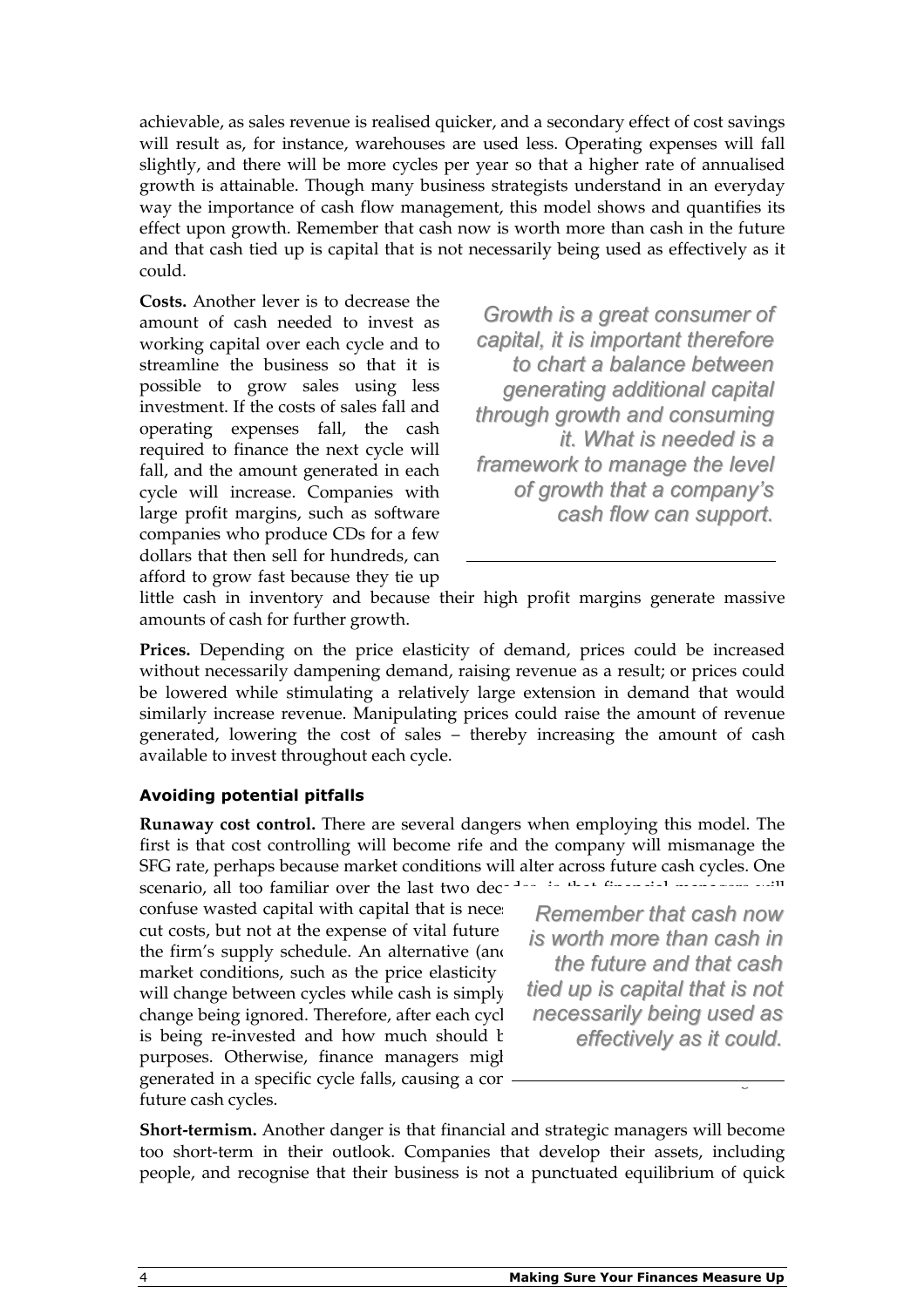achievable, as sales revenue is realised quicker, and a secondary effect of cost savings will result as, for instance, warehouses are used less. Operating expenses will fall slightly, and there will be more cycles per year so that a higher rate of annualised growth is attainable. Though many business strategists understand in an everyday way the importance of cash flow management, this model shows and quantifies its effect upon growth. Remember that cash now is worth more than cash in the future and that cash tied up is capital that is not necessarily being used as effectively as it could.

**Costs.** Another lever is to decrease the amount of cash needed to invest as working capital over each cycle and to streamline the business so that it is possible to grow sales using less investment. If the costs of sales fall and operating expenses fall, the cash required to finance the next cycle will fall, and the amount generated in each cycle will increase. Companies with large profit margins, such as software companies who produce CDs for a few dollars that then sell for hundreds, can afford to grow fast because they tie up little cash in inventory and because their high profit margins generate massive amounts of cash for further growth.

*Growth is a great consumer of capital, it is important therefore to chart a balance between generating additional capital through growth and consuming it. What is needed is a framework to manage the level of growth that a company's cash flow can support.*

**Prices.** Depending on the price elasticity of demand, prices could be increased without necessarily dampening demand, raising revenue as a result; or prices could be lowered while stimulating a relatively large extension in demand that would similarly increase revenue. Manipulating prices could raise the amount of revenue generated, lowering the cost of sales – thereby increasing the amount of cash available to invest throughout each cycle.

### Avoiding potential pitfalls

**Runaway cost control.** There are several dangers when employing this model. The first is that cost controlling will become rife and the company will mismanage the SFG rate, perhaps because market conditions will alter across future cash cycles. One scenario, all too familiar over the last two decades, is that financial managers will confuse wasted capital with capital that is nece[ssary ...] cut costs, but not at the expense of vital future [...] the firm's supply schedule. An alternative (an[d ...] market conditions, such as the price elasticity [...] will change between cycles while cash is simply [...] change being ignored. Therefore, after each cycl[e ...] is being re-invested and how much should b[e ...] purposes. Otherwise, finance managers migh[t ...] generated in a specific cycle falls, causing a cor[...] future cash cycles.

*Remember that cash now is worth more than cash in the future and that cash tied up is capital that is not necessarily being used as effectively as it could.*

**Short-termism.** Another danger is that financial and strategic managers will become too short-term in their outlook. Companies that develop their assets, including people, and recognise that their business is not a punctuated equilibrium of quick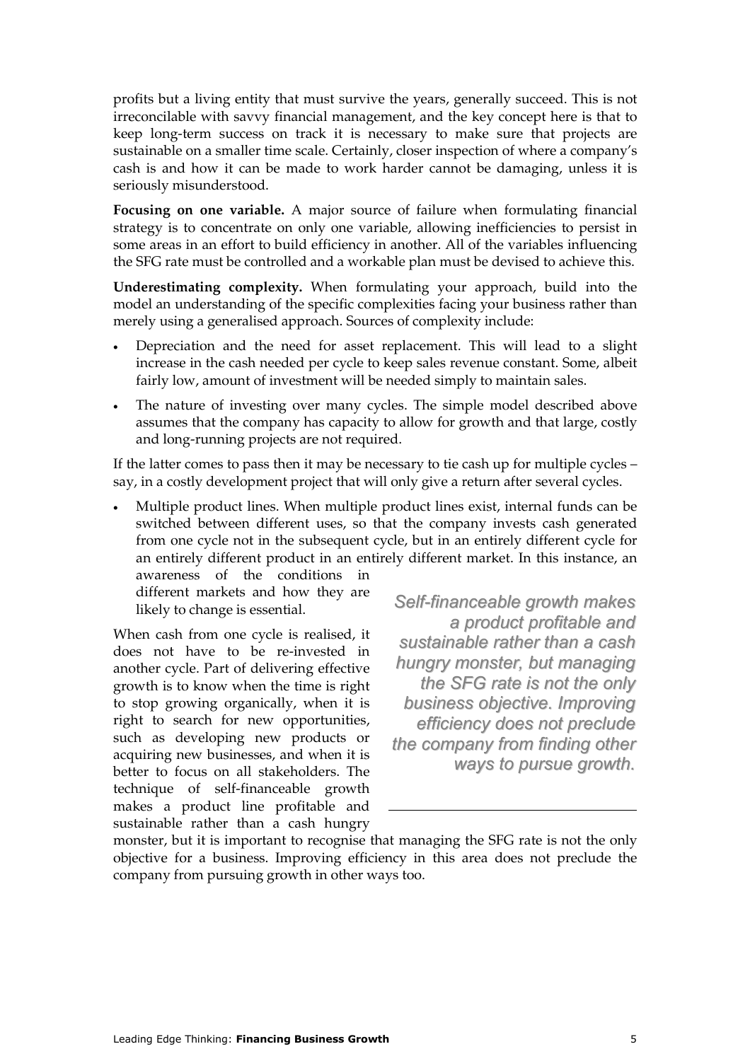profits but a living entity that must survive the years, generally succeed. This is not irreconcilable with savvy financial management, and the key concept here is that to keep long-term success on track it is necessary to make sure that projects are sustainable on a smaller time scale. Certainly, closer inspection of where a company's cash is and how it can be made to work harder cannot be damaging, unless it is seriously misunderstood.

**Focusing on one variable.** A major source of failure when formulating financial strategy is to concentrate on only one variable, allowing inefficiencies to persist in some areas in an effort to build efficiency in another. All of the variables influencing the SFG rate must be controlled and a workable plan must be devised to achieve this.

**Underestimating complexity.** When formulating your approach, build into the model an understanding of the specific complexities facing your business rather than merely using a generalised approach. Sources of complexity include:

- Depreciation and the need for asset replacement. This will lead to a slight increase in the cash needed per cycle to keep sales revenue constant. Some, albeit fairly low, amount of investment will be needed simply to maintain sales.
- The nature of investing over many cycles. The simple model described above assumes that the company has capacity to allow for growth and that large, costly and long-running projects are not required.

If the latter comes to pass then it may be necessary to tie cash up for multiple cycles – say, in a costly development project that will only give a return after several cycles.

- Multiple product lines. When multiple product lines exist, internal funds can be switched between different uses, so that the company invests cash generated from one cycle not in the subsequent cycle, but in an entirely different cycle for an entirely different product in an entirely different market. In this instance, an awareness of the conditions in different markets and how they are likely to change is essential.

When cash from one cycle is realised, it does not have to be re-invested in another cycle. Part of delivering effective growth is to know when the time is right to stop growing organically, when it is right to search for new opportunities, such as developing new products or acquiring new businesses, and when it is better to focus on all stakeholders. The technique of self-financeable growth makes a product line profitable and sustainable rather than a cash hungry monster, but it is important to recognise that managing the SFG rate is not the only objective for a business. Improving efficiency in this area does not preclude the company from pursuing growth in other ways too.

*Self-financeable growth makes a product profitable and sustainable rather than a cash hungry monster, but managing the SFG rate is not the only business objective. Improving efficiency does not preclude the company from finding other ways to pursue growth.*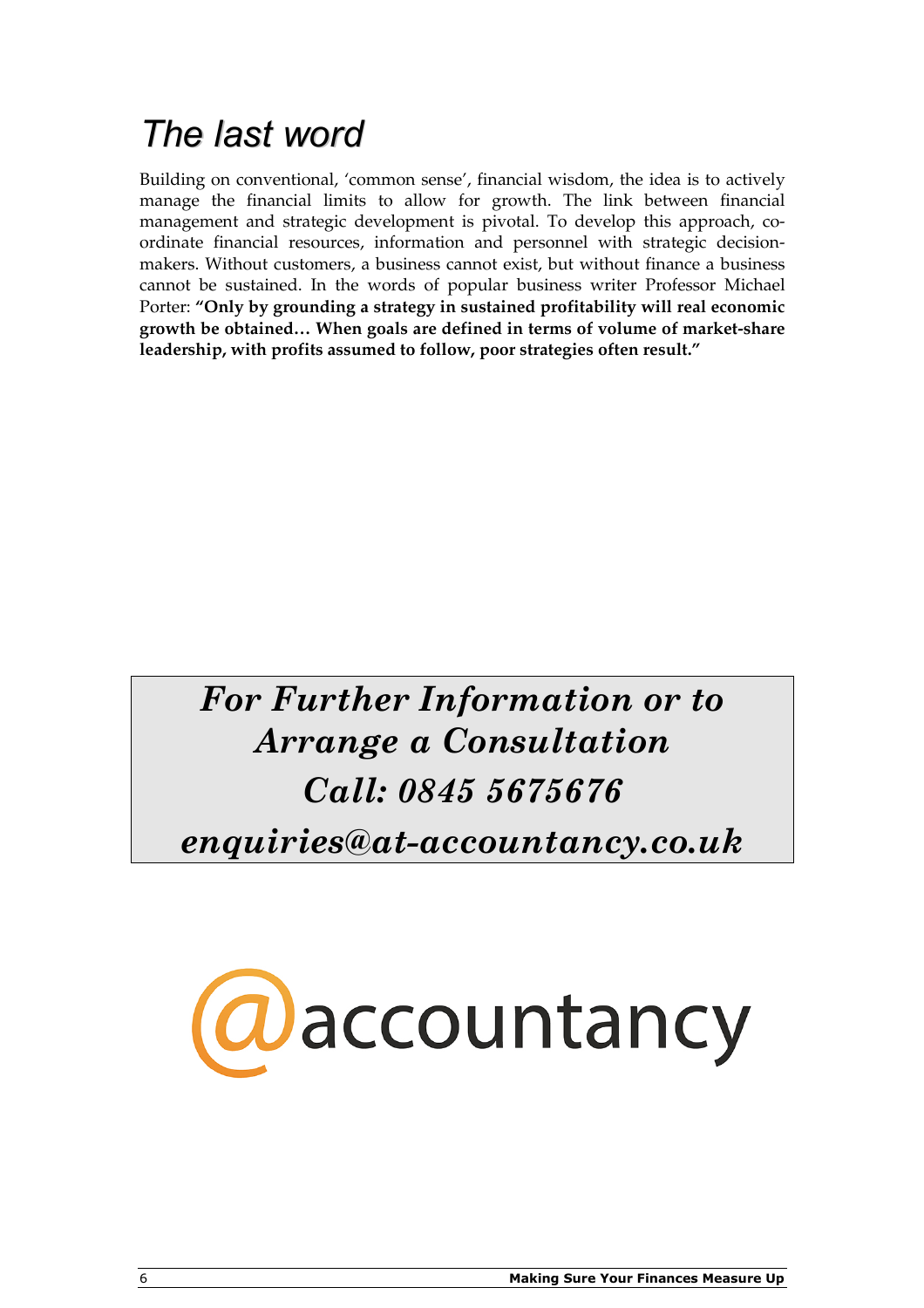# The last word

Building on conventional, 'common sense', financial wisdom, the idea is to actively manage the financial limits to allow for growth. The link between financial management and strategic development is pivotal. To develop this approach, co-ordinate financial resources, information and personnel with strategic decision-makers. Without customers, a business cannot exist, but without finance a business cannot be sustained. In the words of popular business writer Professor Michael Porter: **"Only by grounding a strategy in sustained profitability will real economic growth be obtained… When goals are defined in terms of volume of market-share leadership, with profits assumed to follow, poor strategies often result."**

***For Further Information or to Arrange a Consultation***

***Call: 0845 5675676***

***enquiries@at-accountancy.co.uk***

@accountancy